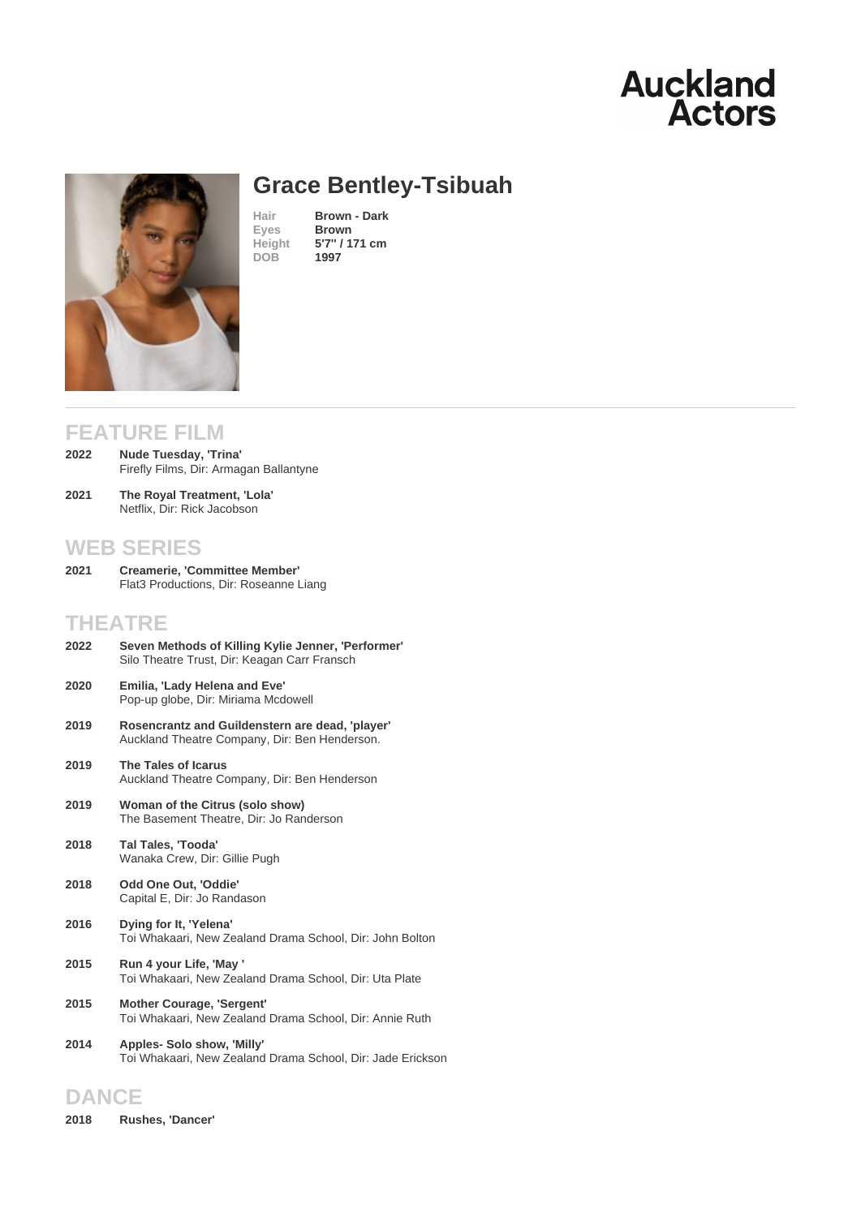Auckland Actors

# Grace Bentley-Tsibuah

| | |
|---|---|
| Hair | **Brown - Dark** |
| Eyes | **Brown** |
| Height | **5'7'' / 171 cm** |
| DOB | **1997** |

## FEATURE FILM

**2022** **Nude Tuesday, 'Trina'**
Firefly Films, Dir: Armagan Ballantyne

**2021** **The Royal Treatment, 'Lola'**
Netflix, Dir: Rick Jacobson

## WEB SERIES

**2021** **Creamerie, 'Committee Member'**
Flat3 Productions, Dir: Roseanne Liang

## THEATRE

**2022** **Seven Methods of Killing Kylie Jenner, 'Performer'**
Silo Theatre Trust, Dir: Keagan Carr Fransch

**2020** **Emilia, 'Lady Helena and Eve'**
Pop-up globe, Dir: Miriama Mcdowell

**2019** **Rosencrantz and Guildenstern are dead, 'player'**
Auckland Theatre Company, Dir: Ben Henderson.

**2019** **The Tales of Icarus**
Auckland Theatre Company, Dir: Ben Henderson

**2019** **Woman of the Citrus (solo show)**
The Basement Theatre, Dir: Jo Randerson

**2018** **Tal Tales, 'Tooda'**
Wanaka Crew, Dir: Gillie Pugh

**2018** **Odd One Out, 'Oddie'**
Capital E, Dir: Jo Randason

**2016** **Dying for It, 'Yelena'**
Toi Whakaari, New Zealand Drama School, Dir: John Bolton

**2015** **Run 4 your Life, 'May '**
Toi Whakaari, New Zealand Drama School, Dir: Uta Plate

**2015** **Mother Courage, 'Sergent'**
Toi Whakaari, New Zealand Drama School, Dir: Annie Ruth

**2014** **Apples- Solo show, 'Milly'**
Toi Whakaari, New Zealand Drama School, Dir: Jade Erickson

## DANCE

**2018** **Rushes, 'Dancer'**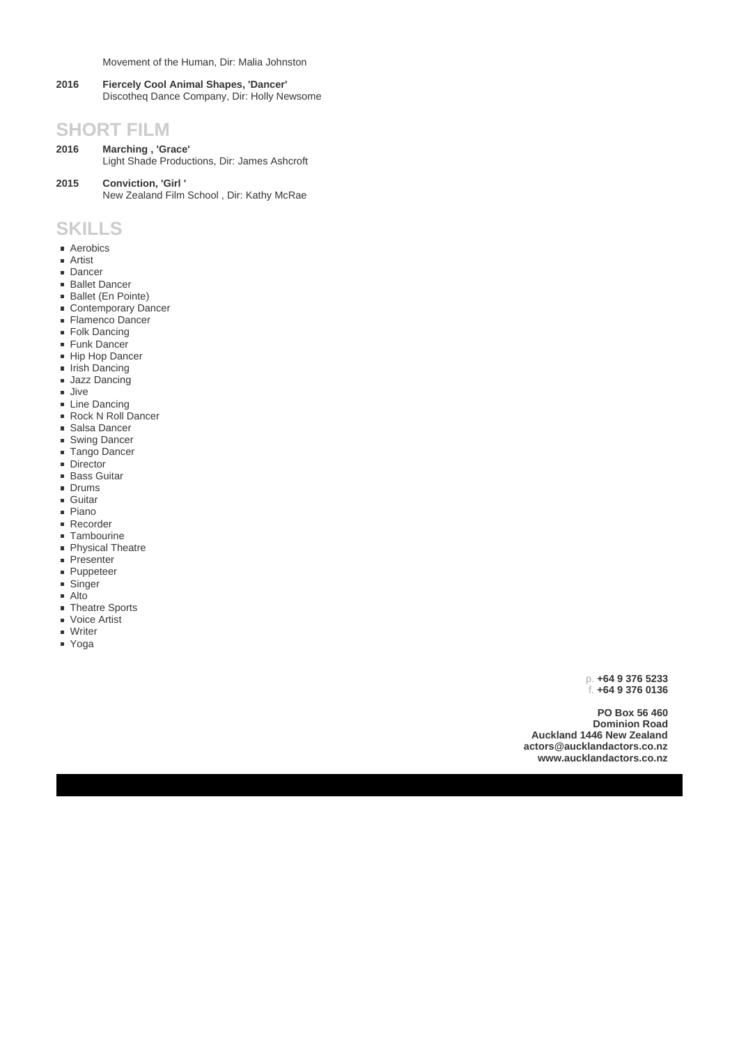Movement of the Human, Dir: Malia Johnston

**2016** **Fiercely Cool Animal Shapes, 'Dancer'**
Discotheq Dance Company, Dir: Holly Newsome

## SHORT FILM

**2016** **Marching , 'Grace'**
Light Shade Productions, Dir: James Ashcroft

**2015** **Conviction, 'Girl '**
New Zealand Film School , Dir: Kathy McRae

## SKILLS

- Aerobics
- Artist
- Dancer
- Ballet Dancer
- Ballet (En Pointe)
- Contemporary Dancer
- Flamenco Dancer
- Folk Dancing
- Funk Dancer
- Hip Hop Dancer
- Irish Dancing
- Jazz Dancing
- Jive
- Line Dancing
- Rock N Roll Dancer
- Salsa Dancer
- Swing Dancer
- Tango Dancer
- Director
- Bass Guitar
- Drums
- Guitar
- Piano
- Recorder
- Tambourine
- Physical Theatre
- Presenter
- Puppeteer
- Singer
- Alto
- Theatre Sports
- Voice Artist
- Writer
- Yoga

p. **+64 9 376 5233**
f. **+64 9 376 0136**

**PO Box 56 460**
**Dominion Road**
**Auckland 1446 New Zealand**
**actors@aucklandactors.co.nz**
**www.aucklandactors.co.nz**